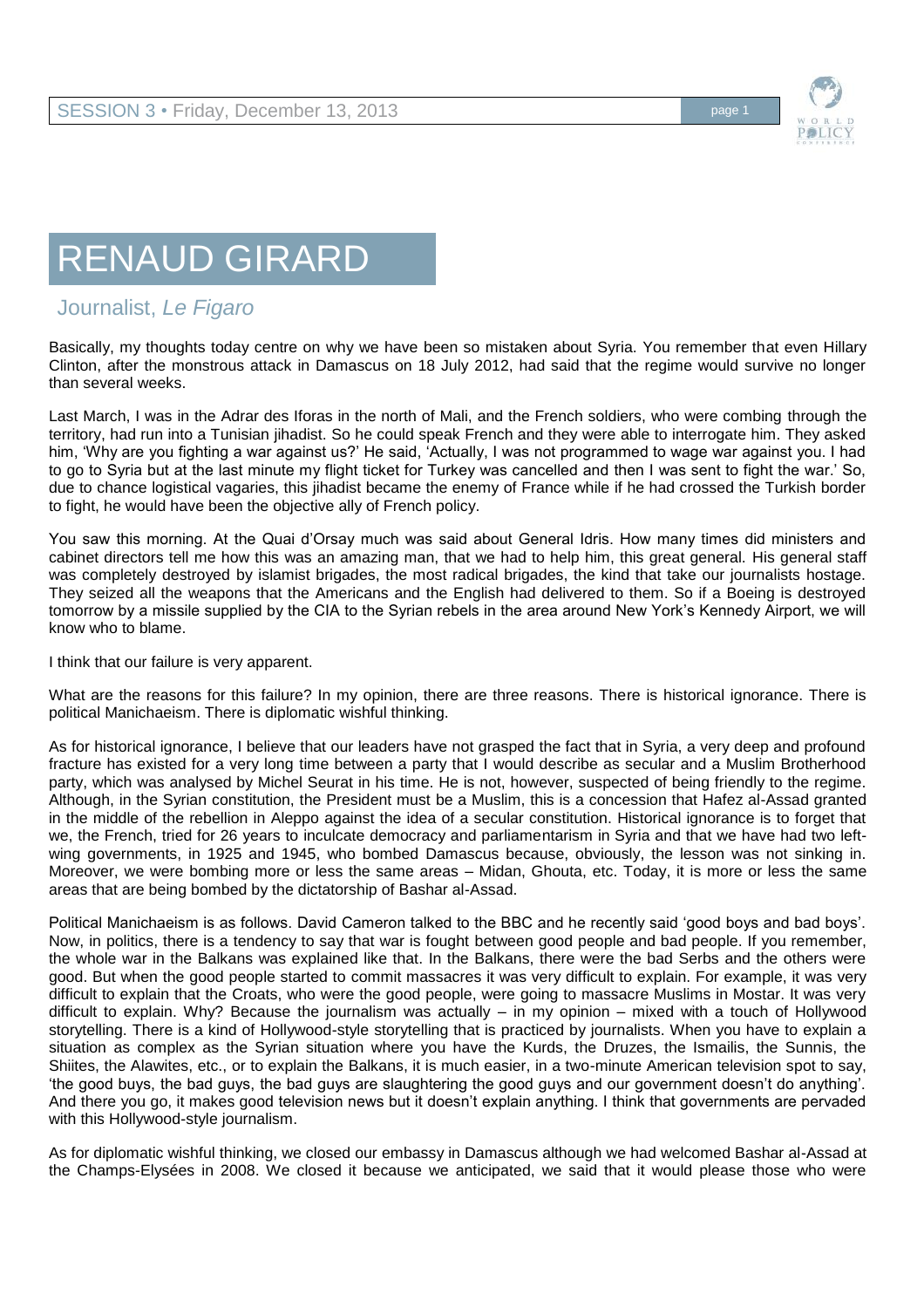# RENAUD GIRARD

## Journalist, *Le Figaro*

Basically, my thoughts today centre on why we have been so mistaken about Syria. You remember that even Hillary Clinton, after the monstrous attack in Damascus on 18 July 2012, had said that the regime would survive no longer than several weeks.

Last March, I was in the Adrar des Iforas in the north of Mali, and the French soldiers, who were combing through the territory, had run into a Tunisian jihadist. So he could speak French and they were able to interrogate him. They asked him, 'Why are you fighting a war against us?' He said, 'Actually, I was not programmed to wage war against you. I had to go to Syria but at the last minute my flight ticket for Turkey was cancelled and then I was sent to fight the war.' So, due to chance logistical vagaries, this jihadist became the enemy of France while if he had crossed the Turkish border to fight, he would have been the objective ally of French policy.

You saw this morning. At the Quai d'Orsay much was said about General Idris. How many times did ministers and cabinet directors tell me how this was an amazing man, that we had to help him, this great general. His general staff was completely destroyed by islamist brigades, the most radical brigades, the kind that take our journalists hostage. They seized all the weapons that the Americans and the English had delivered to them. So if a Boeing is destroyed tomorrow by a missile supplied by the CIA to the Syrian rebels in the area around New York's Kennedy Airport, we will know who to blame.

I think that our failure is very apparent.

What are the reasons for this failure? In my opinion, there are three reasons. There is historical ignorance. There is political Manichaeism. There is diplomatic wishful thinking.

As for historical ignorance, I believe that our leaders have not grasped the fact that in Syria, a very deep and profound fracture has existed for a very long time between a party that I would describe as secular and a Muslim Brotherhood party, which was analysed by Michel Seurat in his time. He is not, however, suspected of being friendly to the regime. Although, in the Syrian constitution, the President must be a Muslim, this is a concession that Hafez al-Assad granted in the middle of the rebellion in Aleppo against the idea of a secular constitution. Historical ignorance is to forget that we, the French, tried for 26 years to inculcate democracy and parliamentarism in Syria and that we have had two left-wing governments, in 1925 and 1945, who bombed Damascus because, obviously, the lesson was not sinking in. Moreover, we were bombing more or less the same areas – Midan, Ghouta, etc. Today, it is more or less the same areas that are being bombed by the dictatorship of Bashar al-Assad.

Political Manichaeism is as follows. David Cameron talked to the BBC and he recently said 'good boys and bad boys'. Now, in politics, there is a tendency to say that war is fought between good people and bad people. If you remember, the whole war in the Balkans was explained like that. In the Balkans, there were the bad Serbs and the others were good. But when the good people started to commit massacres it was very difficult to explain. For example, it was very difficult to explain that the Croats, who were the good people, were going to massacre Muslims in Mostar. It was very difficult to explain. Why? Because the journalism was actually – in my opinion – mixed with a touch of Hollywood storytelling. There is a kind of Hollywood-style storytelling that is practiced by journalists. When you have to explain a situation as complex as the Syrian situation where you have the Kurds, the Druzes, the Ismailis, the Sunnis, the Shiites, the Alawites, etc., or to explain the Balkans, it is much easier, in a two-minute American television spot to say, 'the good buys, the bad guys, the bad guys are slaughtering the good guys and our government doesn't do anything'. And there you go, it makes good television news but it doesn't explain anything. I think that governments are pervaded with this Hollywood-style journalism.

As for diplomatic wishful thinking, we closed our embassy in Damascus although we had welcomed Bashar al-Assad at the Champs-Elysées in 2008. We closed it because we anticipated, we said that it would please those who were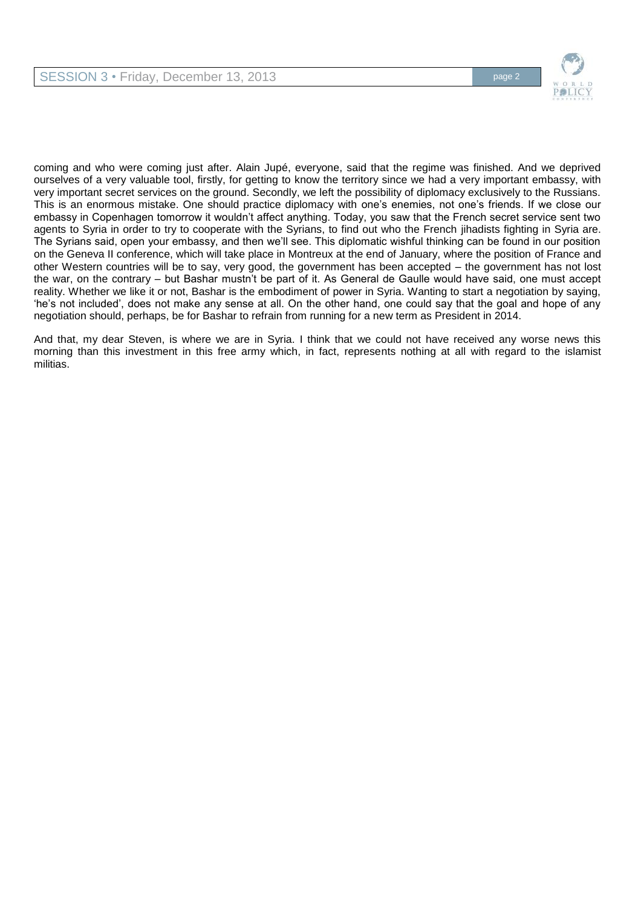coming and who were coming just after. Alain Jupé, everyone, said that the regime was finished. And we deprived ourselves of a very valuable tool, firstly, for getting to know the territory since we had a very important embassy, with very important secret services on the ground. Secondly, we left the possibility of diplomacy exclusively to the Russians. This is an enormous mistake. One should practice diplomacy with one's enemies, not one's friends. If we close our embassy in Copenhagen tomorrow it wouldn't affect anything. Today, you saw that the French secret service sent two agents to Syria in order to try to cooperate with the Syrians, to find out who the French jihadists fighting in Syria are. The Syrians said, open your embassy, and then we'll see. This diplomatic wishful thinking can be found in our position on the Geneva II conference, which will take place in Montreux at the end of January, where the position of France and other Western countries will be to say, very good, the government has been accepted – the government has not lost the war, on the contrary – but Bashar mustn't be part of it. As General de Gaulle would have said, one must accept reality. Whether we like it or not, Bashar is the embodiment of power in Syria. Wanting to start a negotiation by saying, 'he's not included', does not make any sense at all. On the other hand, one could say that the goal and hope of any negotiation should, perhaps, be for Bashar to refrain from running for a new term as President in 2014.

And that, my dear Steven, is where we are in Syria. I think that we could not have received any worse news this morning than this investment in this free army which, in fact, represents nothing at all with regard to the islamist militias.